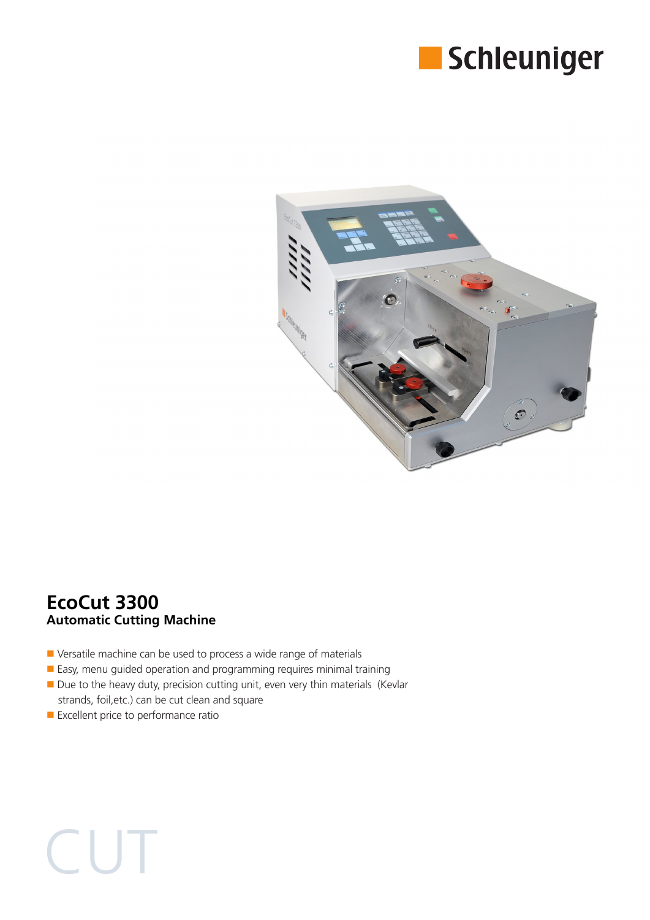Schleuniger

# EcoCut 3300

## Automatic Cutting Machine

- Versatile machine can be used to process a wide range of materials
- Easy, menu guided operation and programming requires minimal training
- Due to the heavy duty, precision cutting unit, even very thin materials (Kevlar strands, foil,etc.) can be cut clean and square
- Excellent price to performance ratio

CUT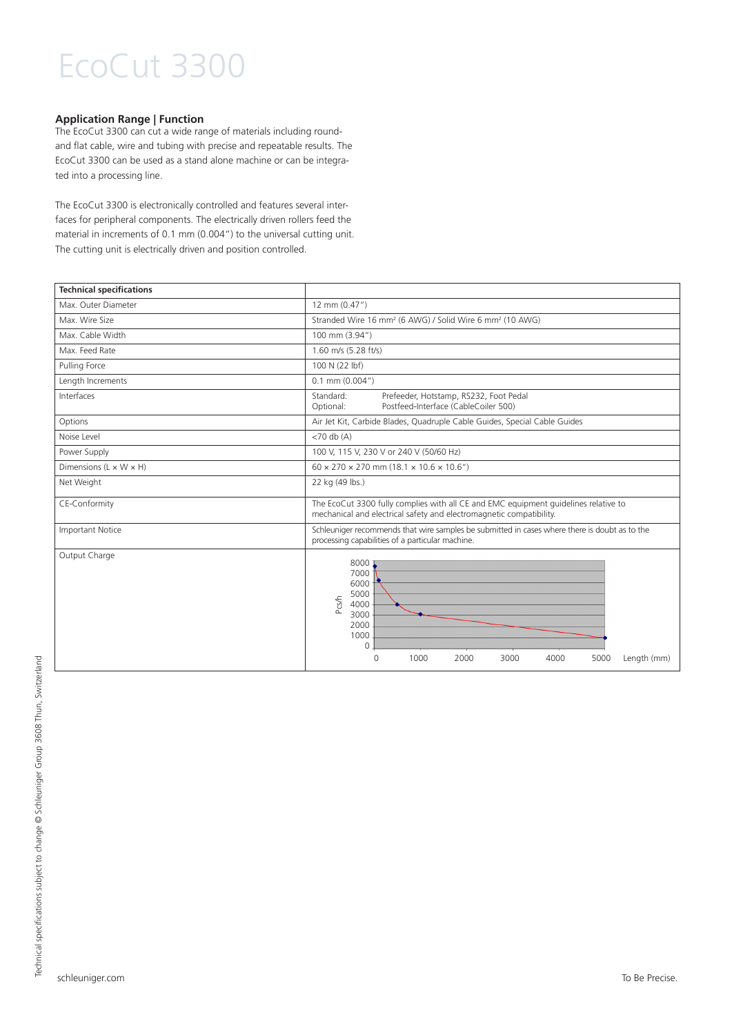# EcoCut 3300

### Application Range | Function

The EcoCut 3300 can cut a wide range of materials including round- and flat cable, wire and tubing with precise and repeatable results. The EcoCut 3300 can be used as a stand alone machine or can be integrated into a processing line.

The EcoCut 3300 is electronically controlled and features several interfaces for peripheral components. The electrically driven rollers feed the material in increments of 0.1 mm (0.004") to the universal cutting unit. The cutting unit is electrically driven and position controlled.

| Technical specifications | |
|---|---|
| Max. Outer Diameter | 12 mm (0.47") |
| Max. Wire Size | Stranded Wire 16 mm² (6 AWG) / Solid Wire 6 mm² (10 AWG) |
| Max. Cable Width | 100 mm (3.94") |
| Max. Feed Rate | 1.60 m/s (5.28 ft/s) |
| Pulling Force | 100 N (22 lbf) |
| Length Increments | 0.1 mm (0.004") |
| Interfaces | Standard: Prefeeder, Hotstamp, RS232, Foot Pedal<br>Optional: Postfeed-Interface (CableCoiler 500) |
| Options | Air Jet Kit, Carbide Blades, Quadruple Cable Guides, Special Cable Guides |
| Noise Level | <70 db (A) |
| Power Supply | 100 V, 115 V, 230 V or 240 V (50/60 Hz) |
| Dimensions (L × W × H) | 60 × 270 × 270 mm (18.1 × 10.6 × 10.6") |
| Net Weight | 22 kg (49 lbs.) |
| CE-Conformity | The EcoCut 3300 fully complies with all CE and EMC equipment guidelines relative to mechanical and electrical safety and electromagnetic compatibility. |
| Important Notice | Schleuniger recommends that wire samples be submitted in cases where there is doubt as to the processing capabilities of a particular machine. |
| Output Charge | (chart) |

Pcs/h
8000
7000
6000
5000
4000
3000
2000
1000
0
0 1000 2000 3000 4000 5000 Length (mm)

Technical specifications subject to change © Schleuniger Group 3608 Thun, Switzerland

schleuniger.com

To Be Precise.